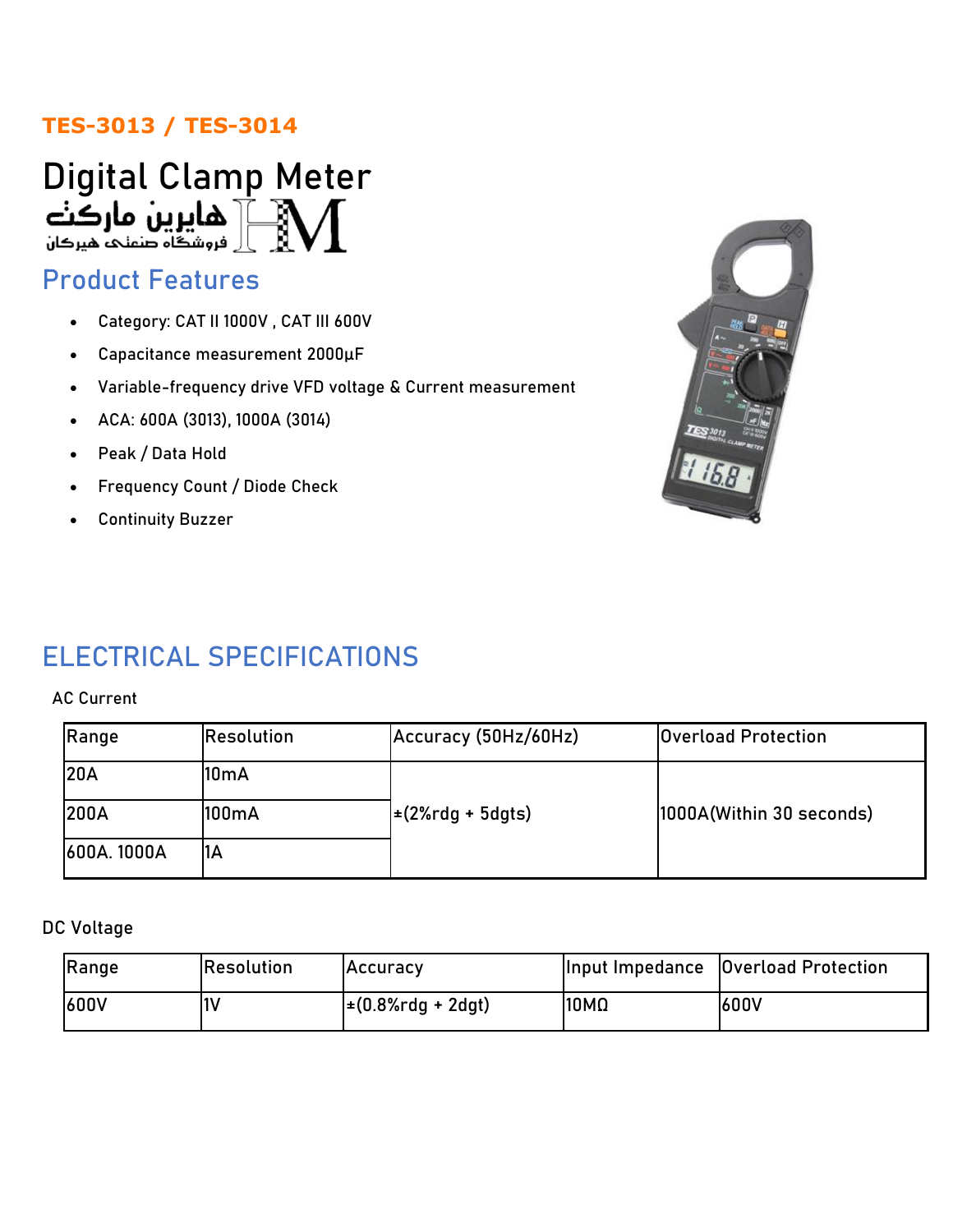**TES-3013 / TES-3014**

# Digital Clamp Meter

هایرین مارکت
فروشگاه صنعتی هیرکان

## Product Features

- Category: CAT II 1000V , CAT III 600V
- Capacitance measurement 2000µF
- Variable-frequency drive VFD voltage & Current measurement
- ACA: 600A (3013), 1000A (3014)
- Peak / Data Hold
- Frequency Count / Diode Check
- Continuity Buzzer

## ELECTRICAL SPECIFICATIONS

AC Current

| Range | Resolution | Accuracy (50Hz/60Hz) | Overload Protection |
|---|---|---|---|
| 20A | 10mA | ±(2%rdg + 5dgts) | 1000A(Within 30 seconds) |
| 200A | 100mA | | |
| 600A. 1000A | 1A | | |

DC Voltage

| Range | Resolution | Accuracy | Input Impedance | Overload Protection |
|---|---|---|---|---|
| 600V | 1V | ±(0.8%rdg + 2dgt) | 10MΩ | 600V |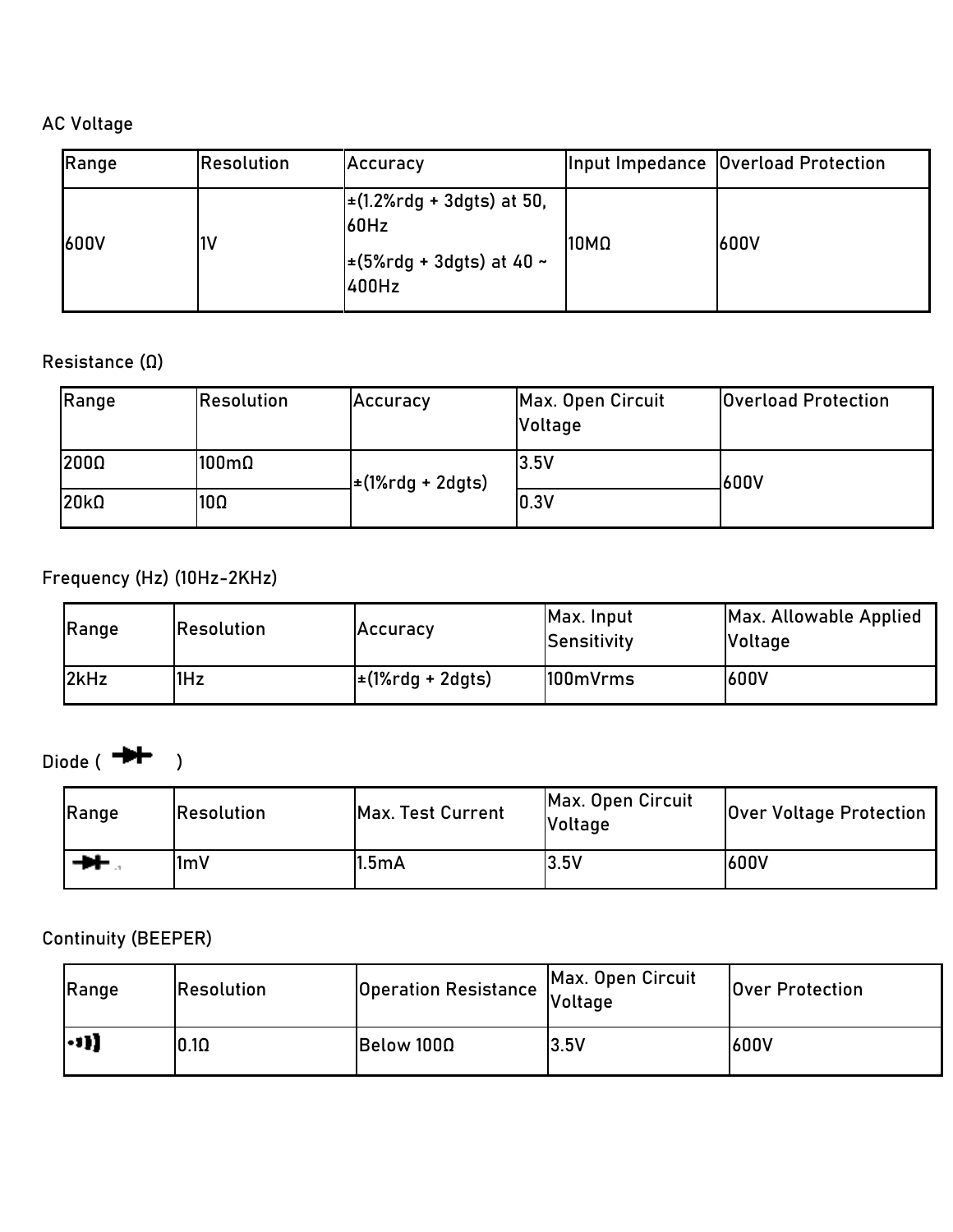AC Voltage

| Range | Resolution | Accuracy | Input Impedance | Overload Protection |
|---|---|---|---|---|
| 600V | 1V | ±(1.2%rdg + 3dgts) at 50, 60Hz<br>±(5%rdg + 3dgts) at 40 ~ 400Hz | 10MΩ | 600V |

Resistance (Ω)

| Range | Resolution | Accuracy | Max. Open Circuit Voltage | Overload Protection |
|---|---|---|---|---|
| 200Ω | 100mΩ | ±(1%rdg + 2dgts) | 3.5V | 600V |
| 20kΩ | 10Ω | | 0.3V | |

Frequency (Hz) (10Hz-2KHz)

| Range | Resolution | Accuracy | Max. Input Sensitivity | Max. Allowable Applied Voltage |
|---|---|---|---|---|
| 2kHz | 1Hz | ±(1%rdg + 2dgts) | 100mVrms | 600V |

Diode ( )

| Range | Resolution | Max. Test Current | Max. Open Circuit Voltage | Over Voltage Protection |
|---|---|---|---|---|
| | 1mV | 1.5mA | 3.5V | 600V |

Continuity (BEEPER)

| Range | Resolution | Operation Resistance | Max. Open Circuit Voltage | Over Protection |
|---|---|---|---|---|
| | 0.1Ω | Below 100Ω | 3.5V | 600V |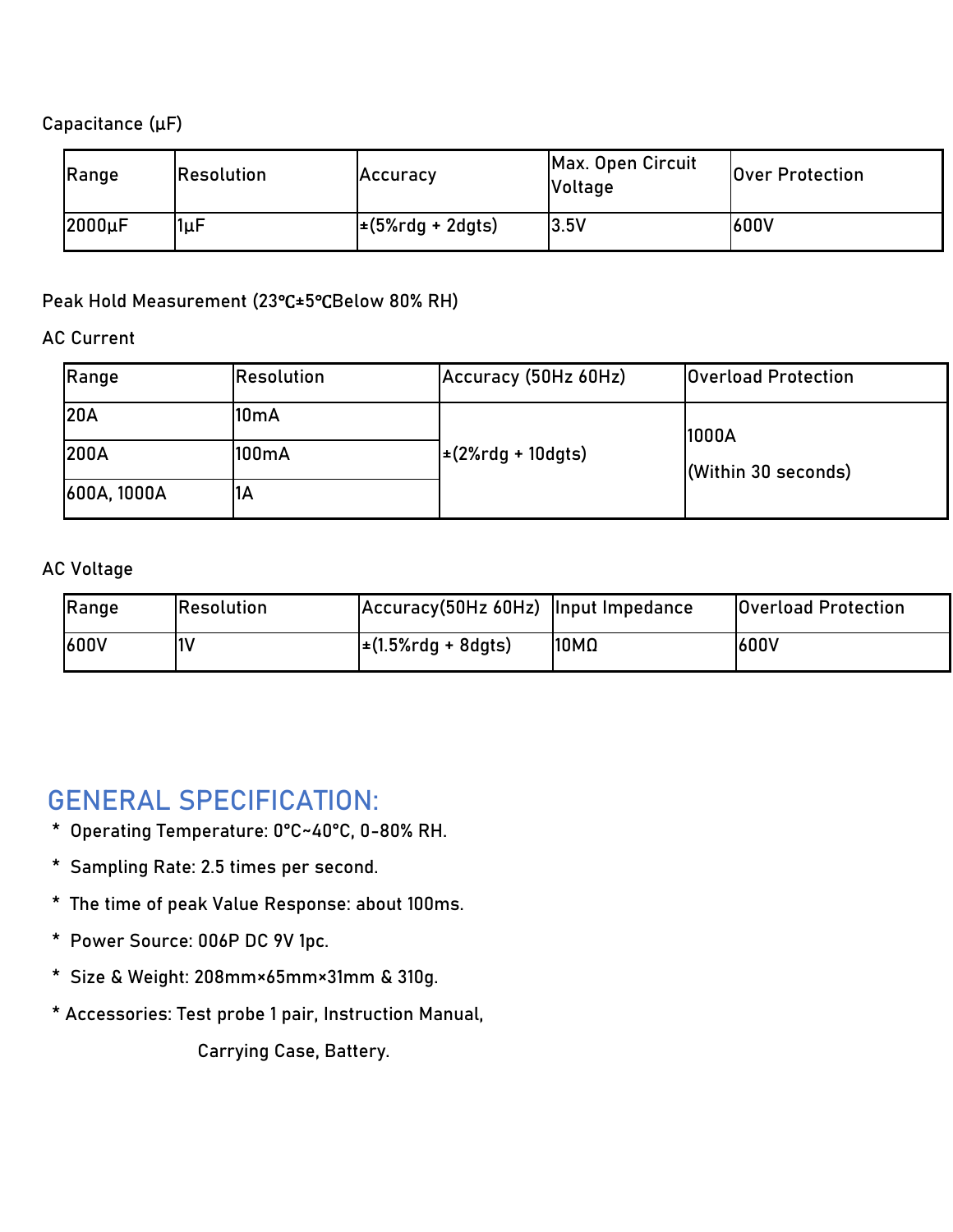Capacitance (μF)

| Range | Resolution | Accuracy | Max. Open Circuit Voltage | Over Protection |
| --- | --- | --- | --- | --- |
| 2000μF | 1μF | ±(5%rdg + 2dgts) | 3.5V | 600V |

Peak Hold Measurement (23℃±5℃Below 80% RH)

AC Current

| Range | Resolution | Accuracy (50Hz 60Hz) | Overload Protection |
| --- | --- | --- | --- |
| 20A | 10mA | ±(2%rdg + 10dgts) | 1000A (Within 30 seconds) |
| 200A | 100mA | | |
| 600A, 1000A | 1A | | |

AC Voltage

| Range | Resolution | Accuracy(50Hz 60Hz) | Input Impedance | Overload Protection |
| --- | --- | --- | --- | --- |
| 600V | 1V | ±(1.5%rdg + 8dgts) | 10MΩ | 600V |

## GENERAL SPECIFICATION:

* Operating Temperature: 0°C~40°C, 0-80% RH.
* Sampling Rate: 2.5 times per second.
* The time of peak Value Response: about 100ms.
* Power Source: 006P DC 9V 1pc.
* Size & Weight: 208mm×65mm×31mm & 310g.
* Accessories: Test probe 1 pair, Instruction Manual, Carrying Case, Battery.